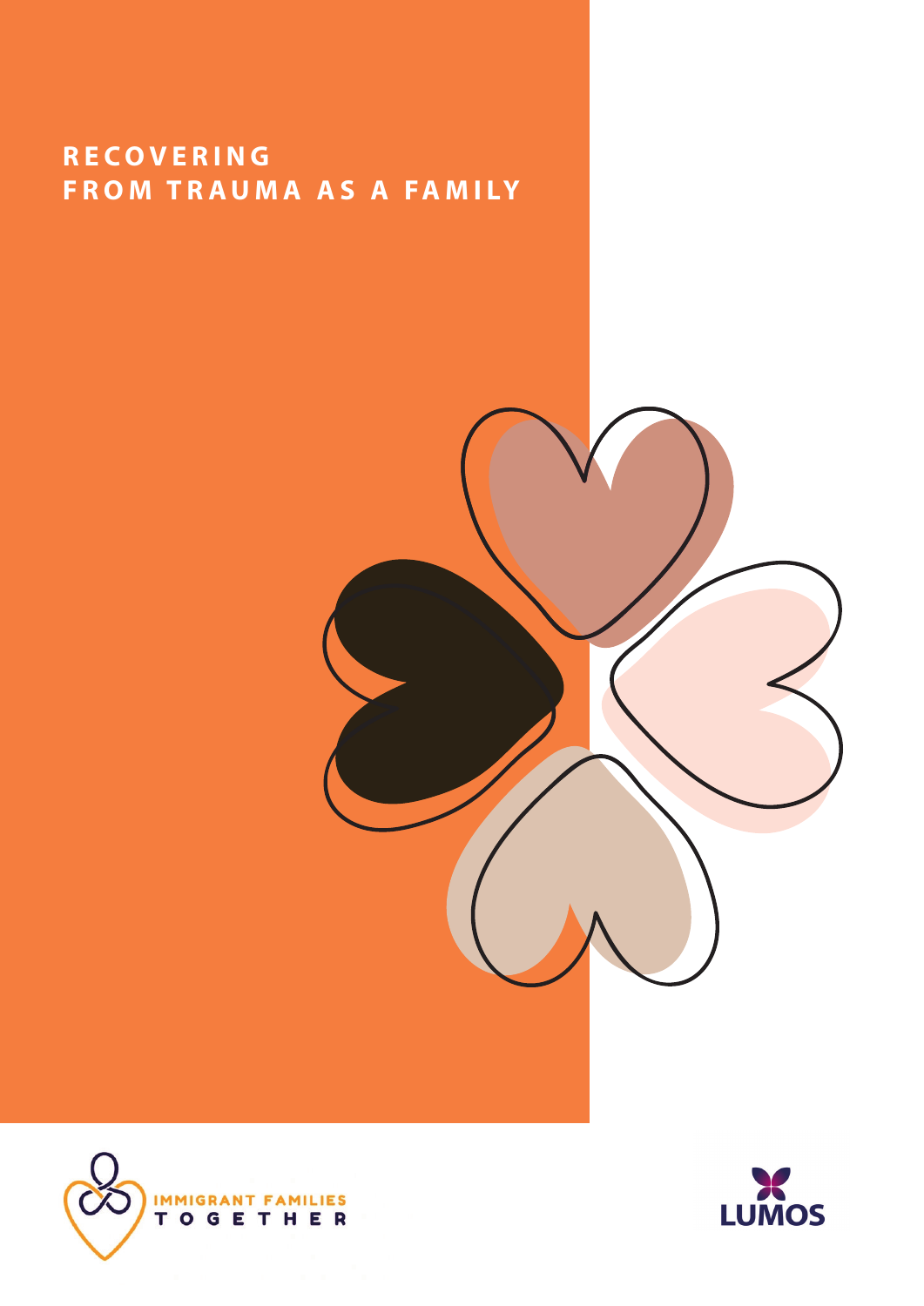# RECOVERING FROM TRAUMA AS A FAMILY

IMMIGRANT FAMILIES TOGETHER

LUMOS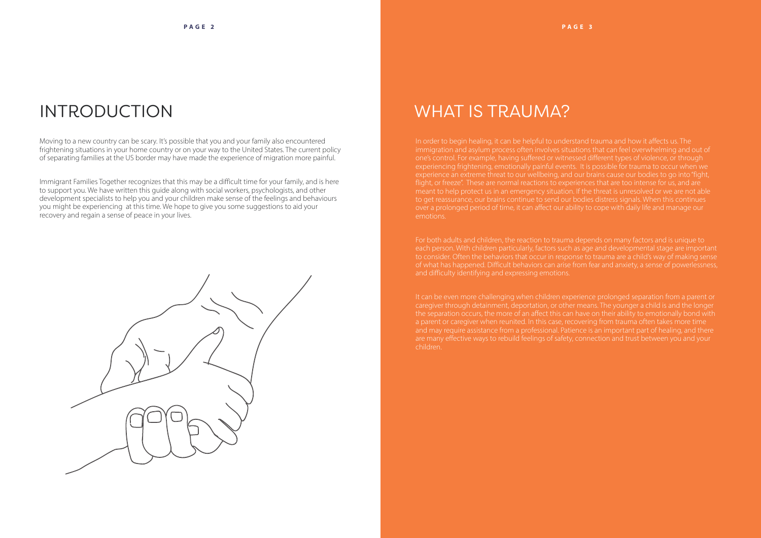# INTRODUCTION

Moving to a new country can be scary. It's possible that you and your family also encountered frightening situations in your home country or on your way to the United States. The current policy of separating families at the US border may have made the experience of migration more painful.

Immigrant Families Together recognizes that this may be a difficult time for your family, and is here to support you. We have written this guide along with social workers, psychologists, and other development specialists to help you and your children make sense of the feelings and behaviours you might be experiencing at this time. We hope to give you some suggestions to aid your recovery and regain a sense of peace in your lives.

# WHAT IS TRAUMA?

In order to begin healing, it can be helpful to understand trauma and how it affects us. The immigration and asylum process often involves situations that can feel overwhelming and out of one's control. For example, having suffered or witnessed different types of violence, or through experiencing frightening, emotionally painful events. It is possible for trauma to occur when we experience an extreme threat to our wellbeing, and our brains cause our bodies to go into "fight, flight, or freeze". These are normal reactions to experiences that are too intense for us, and are meant to help protect us in an emergency situation. If the threat is unresolved or we are not able to get reassurance, our brains continue to send our bodies distress signals. When this continues over a prolonged period of time, it can affect our ability to cope with daily life and manage our emotions.

For both adults and children, the reaction to trauma depends on many factors and is unique to each person. With children particularly, factors such as age and developmental stage are important to consider. Often the behaviors that occur in response to trauma are a child's way of making sense of what has happened. Difficult behaviors can arise from fear and anxiety, a sense of powerlessness, and difficulty identifying and expressing emotions.

It can be even more challenging when children experience prolonged separation from a parent or caregiver through detainment, deportation, or other means. The younger a child is and the longer the separation occurs, the more of an affect this can have on their ability to emotionally bond with a parent or caregiver when reunited. In this case, recovering from trauma often takes more time and may require assistance from a professional. Patience is an important part of healing, and there are many effective ways to rebuild feelings of safety, connection and trust between you and your children.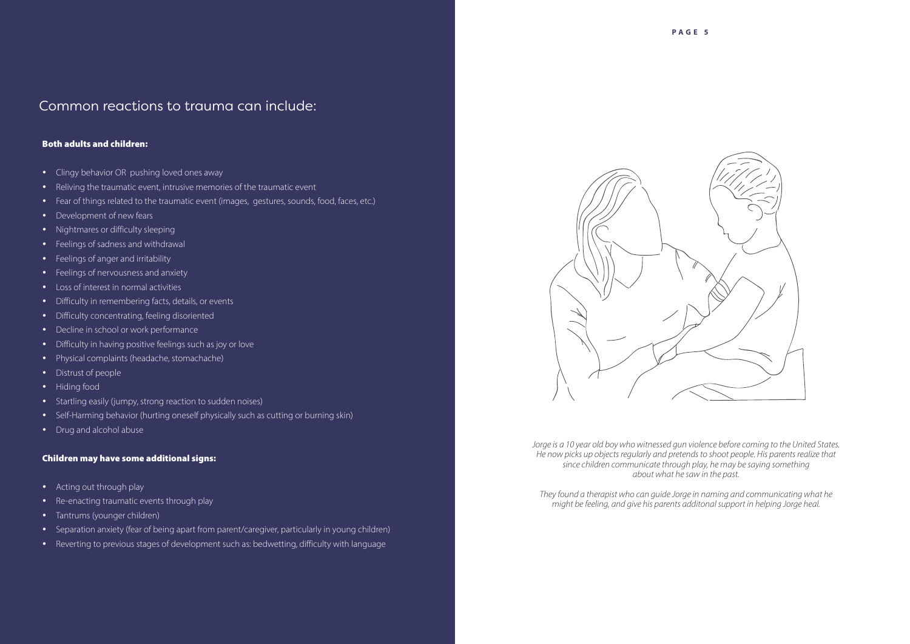## Common reactions to trauma can include:

### Both adults and children:

- Clingy behavior OR pushing loved ones away
- Reliving the traumatic event, intrusive memories of the traumatic event
- Fear of things related to the traumatic event (images, gestures, sounds, food, faces, etc.)
- Development of new fears
- Nightmares or difficulty sleeping
- Feelings of sadness and withdrawal
- Feelings of anger and irritability
- Feelings of nervousness and anxiety
- Loss of interest in normal activities
- Difficulty in remembering facts, details, or events
- Difficulty concentrating, feeling disoriented
- Decline in school or work performance
- Difficulty in having positive feelings such as joy or love
- Physical complaints (headache, stomachache)
- Distrust of people
- Hiding food
- Startling easily (jumpy, strong reaction to sudden noises)
- Self-Harming behavior (hurting oneself physically such as cutting or burning skin)
- Drug and alcohol abuse

### Children may have some additional signs:

- Acting out through play
- Re-enacting traumatic events through play
- Tantrums (younger children)
- Separation anxiety (fear of being apart from parent/caregiver, particularly in young children)
- Reverting to previous stages of development such as: bedwetting, difficulty with language

*Jorge is a 10 year old boy who witnessed gun violence before coming to the United States. He now picks up objects regularly and pretends to shoot people. His parents realize that since children communicate through play, he may be saying something about what he saw in the past.*

*They found a therapist who can guide Jorge in naming and communicating what he might be feeling, and give his parents additonal support in helping Jorge heal.*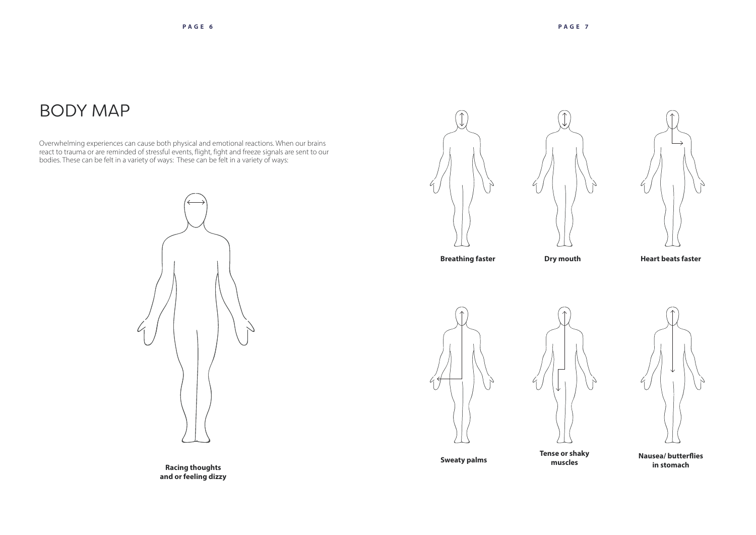# BODY MAP

Overwhelming experiences can cause both physical and emotional reactions. When our brains react to trauma or are reminded of stressful events, flight, fight and freeze signals are sent to our bodies. These can be felt in a variety of ways: These can be felt in a variety of ways:

**Racing thoughts and or feeling dizzy**

**Breathing faster**

**Dry mouth**

**Heart beats faster**

**Sweaty palms**

**Tense or shaky muscles**

**Nausea/ butterflies in stomach**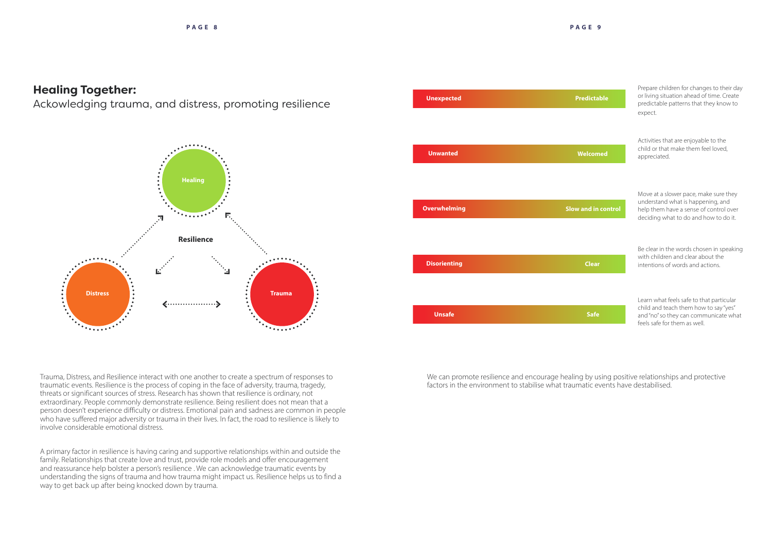## Healing Together:

Ackowledging trauma, and distress, promoting resilience

Healing

Resilience

Distress

Trauma

Trauma, Distress, and Resilience interact with one another to create a spectrum of responses to traumatic events. Resilience is the process of coping in the face of adversity, trauma, tragedy, threats or significant sources of stress. Research has shown that resilience is ordinary, not extraordinary. People commonly demonstrate resilience. Being resilient does not mean that a person doesn't experience difficulty or distress. Emotional pain and sadness are common in people who have suffered major adversity or trauma in their lives. In fact, the road to resilience is likely to involve considerable emotional distress.

A primary factor in resilience is having caring and supportive relationships within and outside the family. Relationships that create love and trust, provide role models and offer encouragement and reassurance help bolster a person's resilience . We can acknowledge traumatic events by understanding the signs of trauma and how trauma might impact us. Resilience helps us to find a way to get back up after being knocked down by trauma.

| | | |
|---|---|---|
| Unexpected | Predictable | Prepare children for changes to their day or living situation ahead of time. Create predictable patterns that they know to expect. |
| Unwanted | Welcomed | Activities that are enjoyable to the child or that make them feel loved, appreciated. |
| Overwhelming | Slow and in control | Move at a slower pace, make sure they understand what is happening, and help them have a sense of control over deciding what to do and how to do it. |
| Disorienting | Clear | Be clear in the words chosen in speaking with children and clear about the intentions of words and actions. |
| Unsafe | Safe | Learn what feels safe to that particular child and teach them how to say "yes" and "no" so they can communicate what feels safe for them as well. |

We can promote resilience and encourage healing by using positive relationships and protective factors in the environment to stabilise what traumatic events have destabilised.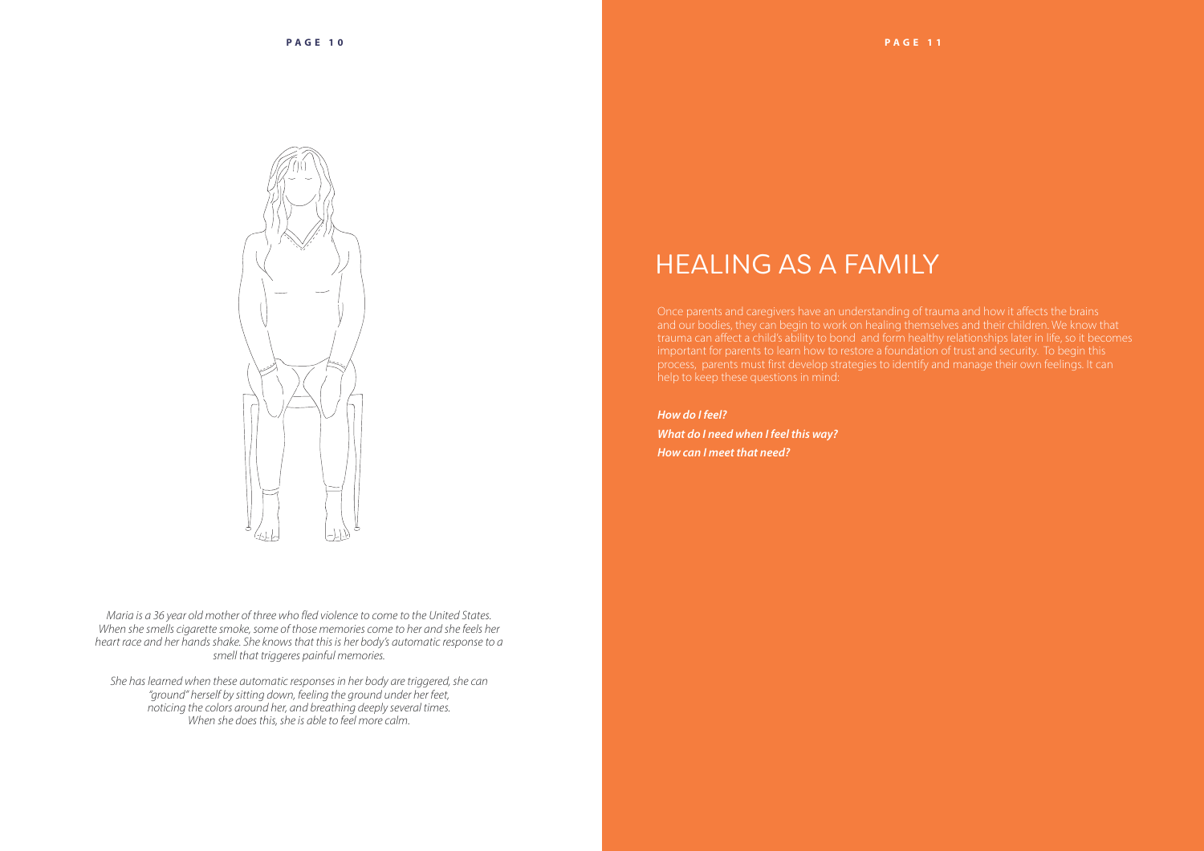*Maria is a 36 year old mother of three who fled violence to come to the United States. When she smells cigarette smoke, some of those memories come to her and she feels her heart race and her hands shake. She knows that this is her body's automatic response to a smell that triggeres painful memories.*

*She has learned when these automatic responses in her body are triggered, she can "ground" herself by sitting down, feeling the ground under her feet, noticing the colors around her, and breathing deeply several times. When she does this, she is able to feel more calm.*

# HEALING AS A FAMILY

Once parents and caregivers have an understanding of trauma and how it affects the brains and our bodies, they can begin to work on healing themselves and their children. We know that trauma can affect a child's ability to bond and form healthy relationships later in life, so it becomes important for parents to learn how to restore a foundation of trust and security. To begin this process, parents must first develop strategies to identify and manage their own feelings. It can help to keep these questions in mind:

***How do I feel?***

***What do I need when I feel this way?***

***How can I meet that need?***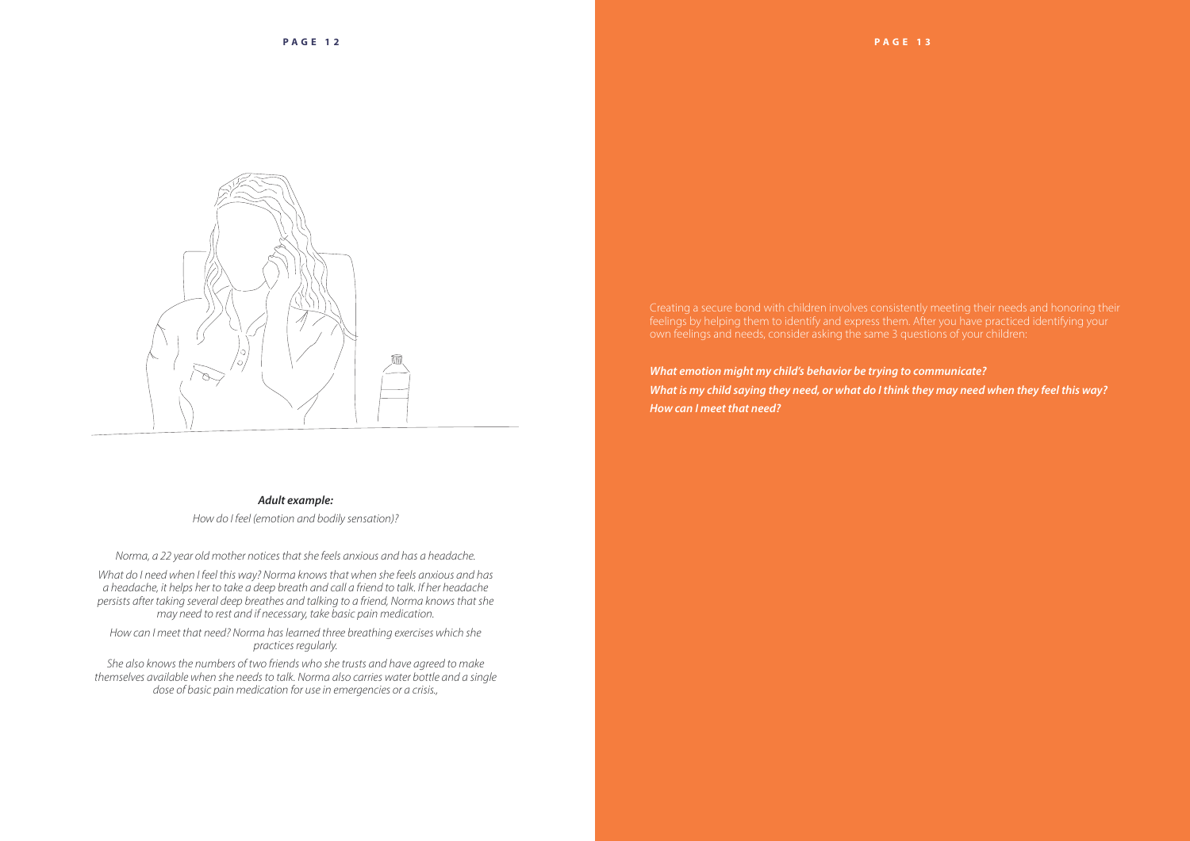***Adult example:***

*How do I feel (emotion and bodily sensation)?*

*Norma, a 22 year old mother notices that she feels anxious and has a headache.*

*What do I need when I feel this way? Norma knows that when she feels anxious and has a headache, it helps her to take a deep breath and call a friend to talk. If her headache persists after taking several deep breathes and talking to a friend, Norma knows that she may need to rest and if necessary, take basic pain medication.*

*How can I meet that need? Norma has learned three breathing exercises which she practices regularly.*

*She also knows the numbers of two friends who she trusts and have agreed to make themselves available when she needs to talk. Norma also carries water bottle and a single dose of basic pain medication for use in emergencies or a crisis.,*

Creating a secure bond with children involves consistently meeting their needs and honoring their feelings by helping them to identify and express them. After you have practiced identifying your own feelings and needs, consider asking the same 3 questions of your children:

***What emotion might my child's behavior be trying to communicate?***
***What is my child saying they need, or what do I think they may need when they feel this way?***
***How can I meet that need?***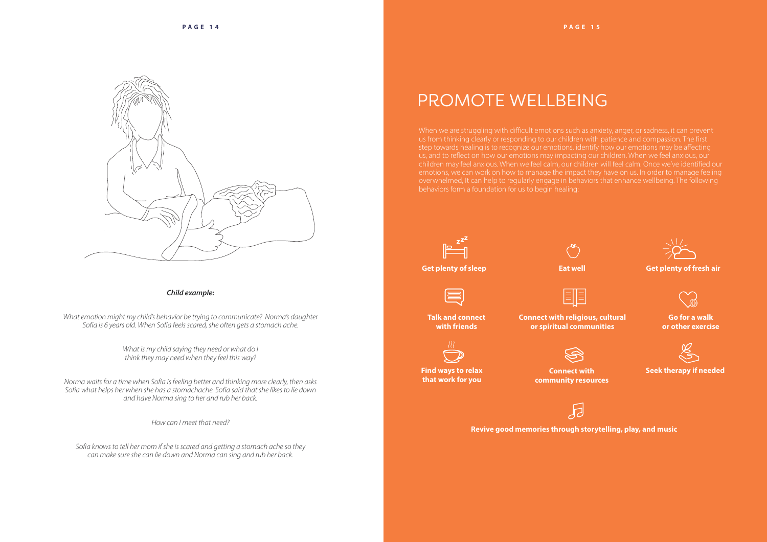***Child example:***

*What emotion might my child's behavior be trying to communicate? Norma's daughter Sofia is 6 years old. When Sofia feels scared, she often gets a stomach ache.*

*What is my child saying they need or what do I think they may need when they feel this way?*

*Norma waits for a time when Sofia is feeling better and thinking more clearly, then asks Sofia what helps her when she has a stomachache. Sofia said that she likes to lie down and have Norma sing to her and rub her back.*

*How can I meet that need?*

*Sofia knows to tell her mom if she is scared and getting a stomach ache so they can make sure she can lie down and Norma can sing and rub her back.*

# PROMOTE WELLBEING

When we are struggling with difficult emotions such as anxiety, anger, or sadness, it can prevent us from thinking clearly or responding to our children with patience and compassion. The first step towards healing is to recognize our emotions, identify how our emotions may be affecting us, and to reflect on how our emotions may impacting our children. When we feel anxious, our children may feel anxious. When we feel calm, our children will feel calm. Once we've identified our emotions, we can work on how to manage the impact they have on us. In order to manage feeling overwhelmed, It can help to regularly engage in behaviors that enhance wellbeing. The following behaviors form a foundation for us to begin healing:

- **Get plenty of sleep**
- **Eat well**
- **Get plenty of fresh air**
- **Talk and connect with friends**
- **Connect with religious, cultural or spiritual communities**
- **Go for a walk or other exercise**
- **Find ways to relax that work for you**
- **Connect with community resources**
- **Seek therapy if needed**
- **Revive good memories through storytelling, play, and music**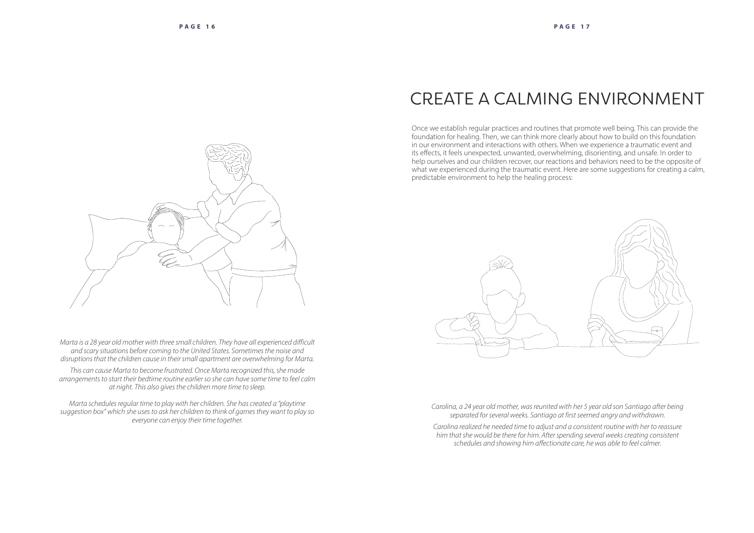*Marta is a 28 year old mother with three small children. They have all experienced difficult and scary situations before coming to the United States. Sometimes the noise and disruptions that the children cause in their small apartment are overwhelming for Marta.*

*This can cause Marta to become frustrated. Once Marta recognized this, she made arrangements to start their bedtime routine earlier so she can have some time to feel calm at night. This also gives the children more time to sleep.*

*Marta schedules regular time to play with her children. She has created a "playtime suggestion box" which she uses to ask her children to think of games they want to play so everyone can enjoy their time together.*

# CREATE A CALMING ENVIRONMENT

Once we establish regular practices and routines that promote well being. This can provide the foundation for healing. Then, we can think more clearly about how to build on this foundation in our environment and interactions with others. When we experience a traumatic event and its effects, it feels unexpected, unwanted, overwhelming, disorienting, and unsafe. In order to help ourselves and our children recover, our reactions and behaviors need to be the opposite of what we experienced during the traumatic event. Here are some suggestions for creating a calm, predictable environment to help the healing process:

*Carolina, a 24 year old mother, was reunited with her 5 year old son Santiago after being separated for several weeks. Santiago at first seemed angry and withdrawn.*

*Carolina realized he needed time to adjust and a consistent routine with her to reassure him that she would be there for him. After spending several weeks creating consistent schedules and showing him affectionate care, he was able to feel calmer.*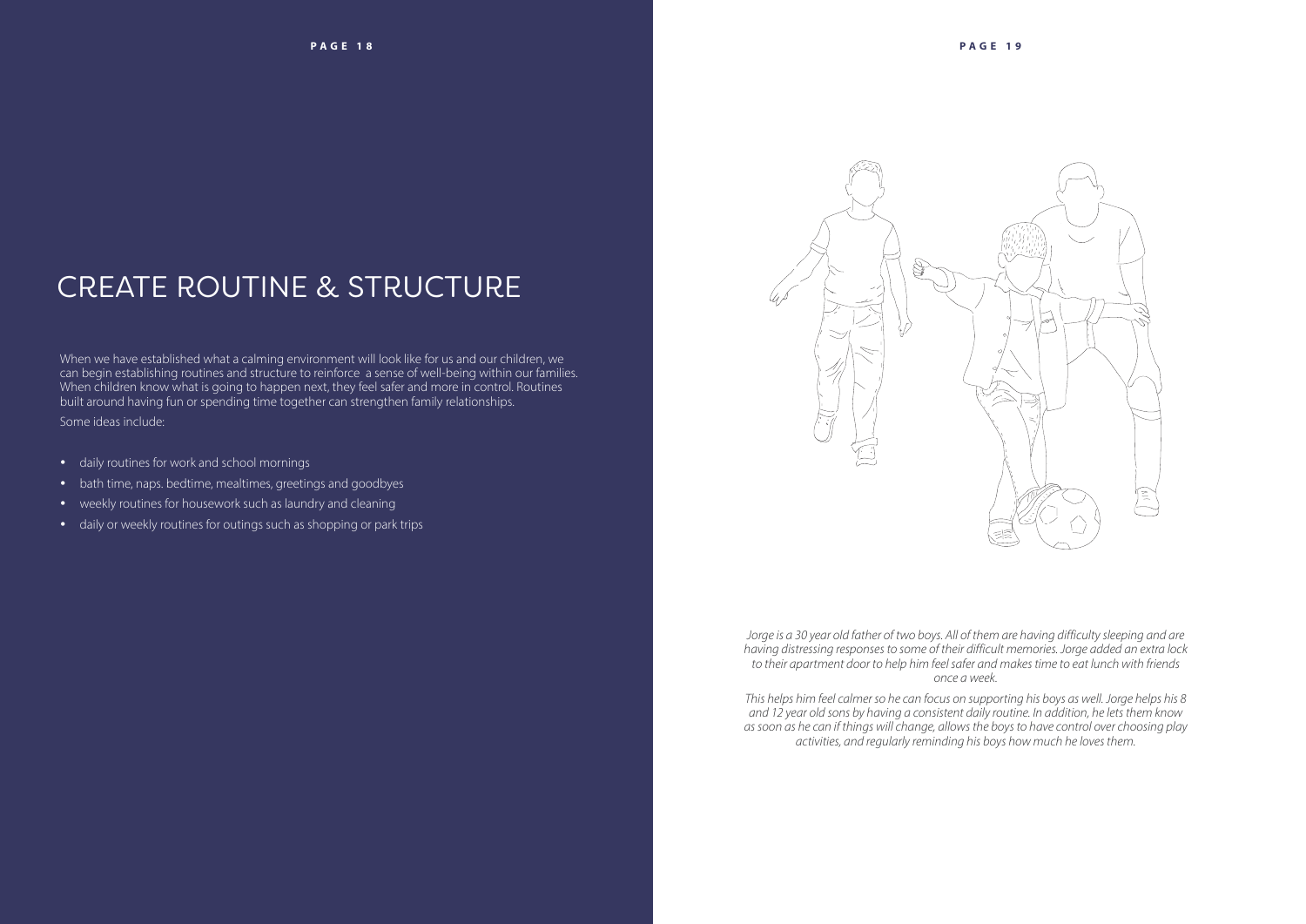# CREATE ROUTINE & STRUCTURE

When we have established what a calming environment will look like for us and our children, we can begin establishing routines and structure to reinforce a sense of well-being within our families. When children know what is going to happen next, they feel safer and more in control. Routines built around having fun or spending time together can strengthen family relationships.

Some ideas include:

- daily routines for work and school mornings
- bath time, naps. bedtime, mealtimes, greetings and goodbyes
- weekly routines for housework such as laundry and cleaning
- daily or weekly routines for outings such as shopping or park trips

*Jorge is a 30 year old father of two boys. All of them are having difficulty sleeping and are having distressing responses to some of their difficult memories. Jorge added an extra lock to their apartment door to help him feel safer and makes time to eat lunch with friends once a week.*

*This helps him feel calmer so he can focus on supporting his boys as well. Jorge helps his 8 and 12 year old sons by having a consistent daily routine. In addition, he lets them know as soon as he can if things will change, allows the boys to have control over choosing play activities, and regularly reminding his boys how much he loves them.*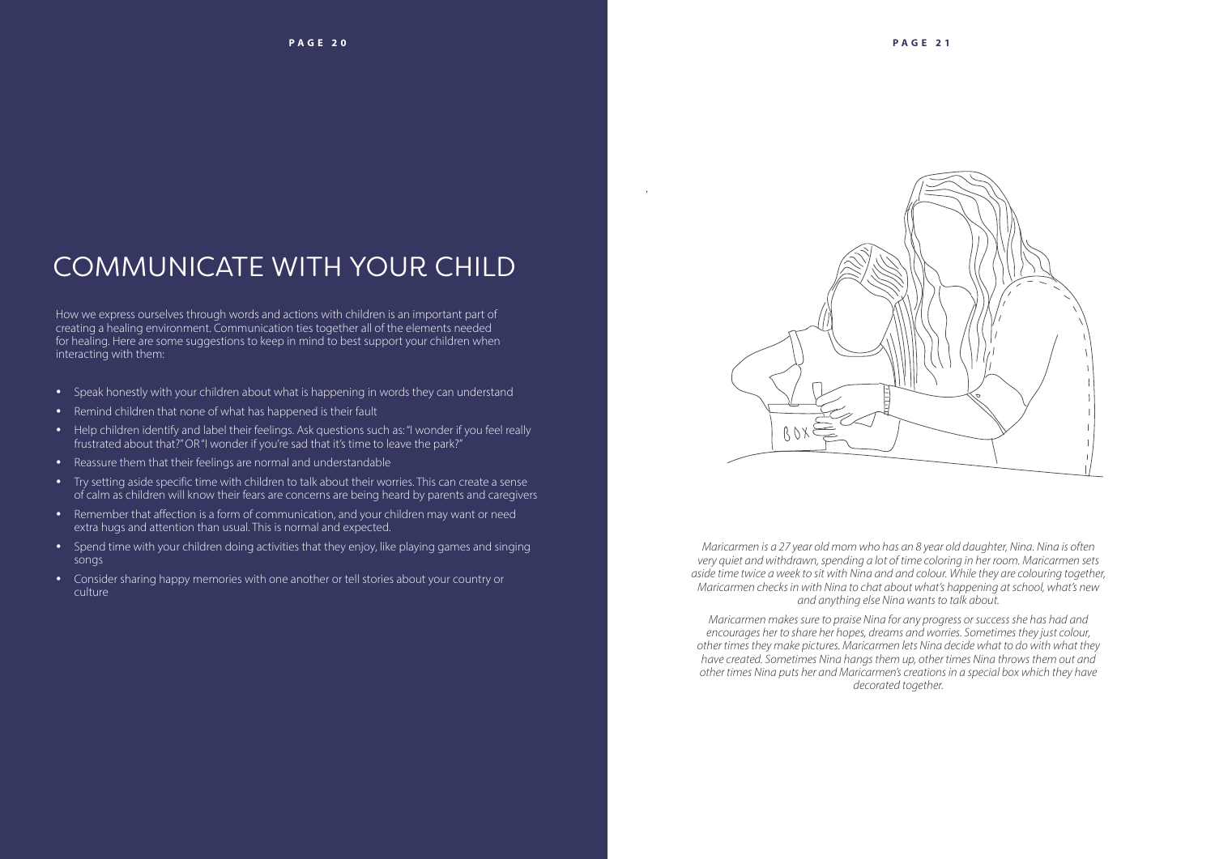# COMMUNICATE WITH YOUR CHILD

How we express ourselves through words and actions with children is an important part of creating a healing environment. Communication ties together all of the elements needed for healing. Here are some suggestions to keep in mind to best support your children when interacting with them:

- Speak honestly with your children about what is happening in words they can understand
- Remind children that none of what has happened is their fault
- Help children identify and label their feelings. Ask questions such as: "I wonder if you feel really frustrated about that?" OR "I wonder if you're sad that it's time to leave the park?"
- Reassure them that their feelings are normal and understandable
- Try setting aside specific time with children to talk about their worries. This can create a sense of calm as children will know their fears are concerns are being heard by parents and caregivers
- Remember that affection is a form of communication, and your children may want or need extra hugs and attention than usual. This is normal and expected.
- Spend time with your children doing activities that they enjoy, like playing games and singing songs
- Consider sharing happy memories with one another or tell stories about your country or culture

*Maricarmen is a 27 year old mom who has an 8 year old daughter, Nina. Nina is often very quiet and withdrawn, spending a lot of time coloring in her room. Maricarmen sets aside time twice a week to sit with Nina and and colour. While they are colouring together, Maricarmen checks in with Nina to chat about what's happening at school, what's new and anything else Nina wants to talk about.*

*Maricarmen makes sure to praise Nina for any progress or success she has had and encourages her to share her hopes, dreams and worries. Sometimes they just colour, other times they make pictures. Maricarmen lets Nina decide what to do with what they have created. Sometimes Nina hangs them up, other times Nina throws them out and other times Nina puts her and Maricarmen's creations in a special box which they have decorated together.*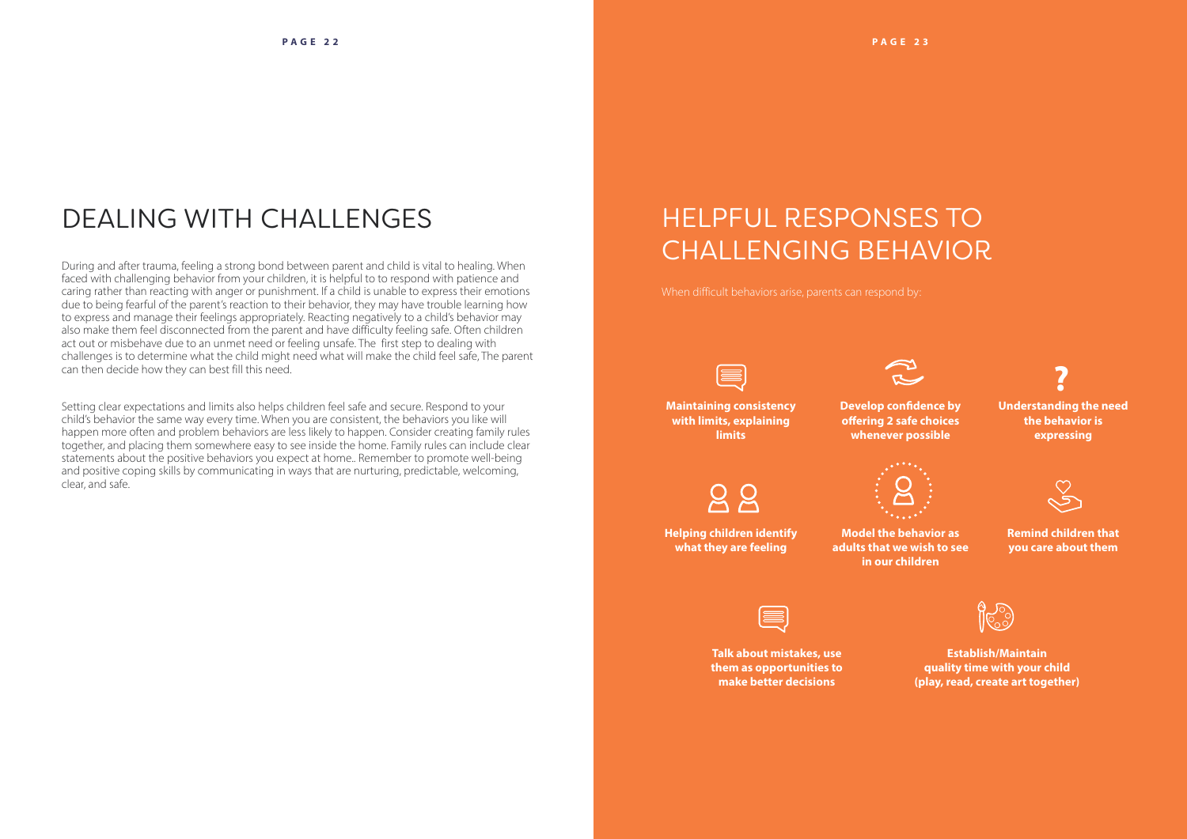# DEALING WITH CHALLENGES

During and after trauma, feeling a strong bond between parent and child is vital to healing. When faced with challenging behavior from your children, it is helpful to to respond with patience and caring rather than reacting with anger or punishment. If a child is unable to express their emotions due to being fearful of the parent's reaction to their behavior, they may have trouble learning how to express and manage their feelings appropriately. Reacting negatively to a child's behavior may also make them feel disconnected from the parent and have difficulty feeling safe. Often children act out or misbehave due to an unmet need or feeling unsafe. The first step to dealing with challenges is to determine what the child might need what will make the child feel safe, The parent can then decide how they can best fill this need.

Setting clear expectations and limits also helps children feel safe and secure. Respond to your child's behavior the same way every time. When you are consistent, the behaviors you like will happen more often and problem behaviors are less likely to happen. Consider creating family rules together, and placing them somewhere easy to see inside the home. Family rules can include clear statements about the positive behaviors you expect at home.. Remember to promote well-being and positive coping skills by communicating in ways that are nurturing, predictable, welcoming, clear, and safe.

# HELPFUL RESPONSES TO CHALLENGING BEHAVIOR

When difficult behaviors arise, parents can respond by:

- **Maintaining consistency with limits, explaining limits**
- **Develop confidence by offering 2 safe choices whenever possible**
- **Understanding the need the behavior is expressing**
- **Helping children identify what they are feeling**
- **Model the behavior as adults that we wish to see in our children**
- **Remind children that you care about them**
- **Talk about mistakes, use them as opportunities to make better decisions**
- **Establish/Maintain quality time with your child (play, read, create art together)**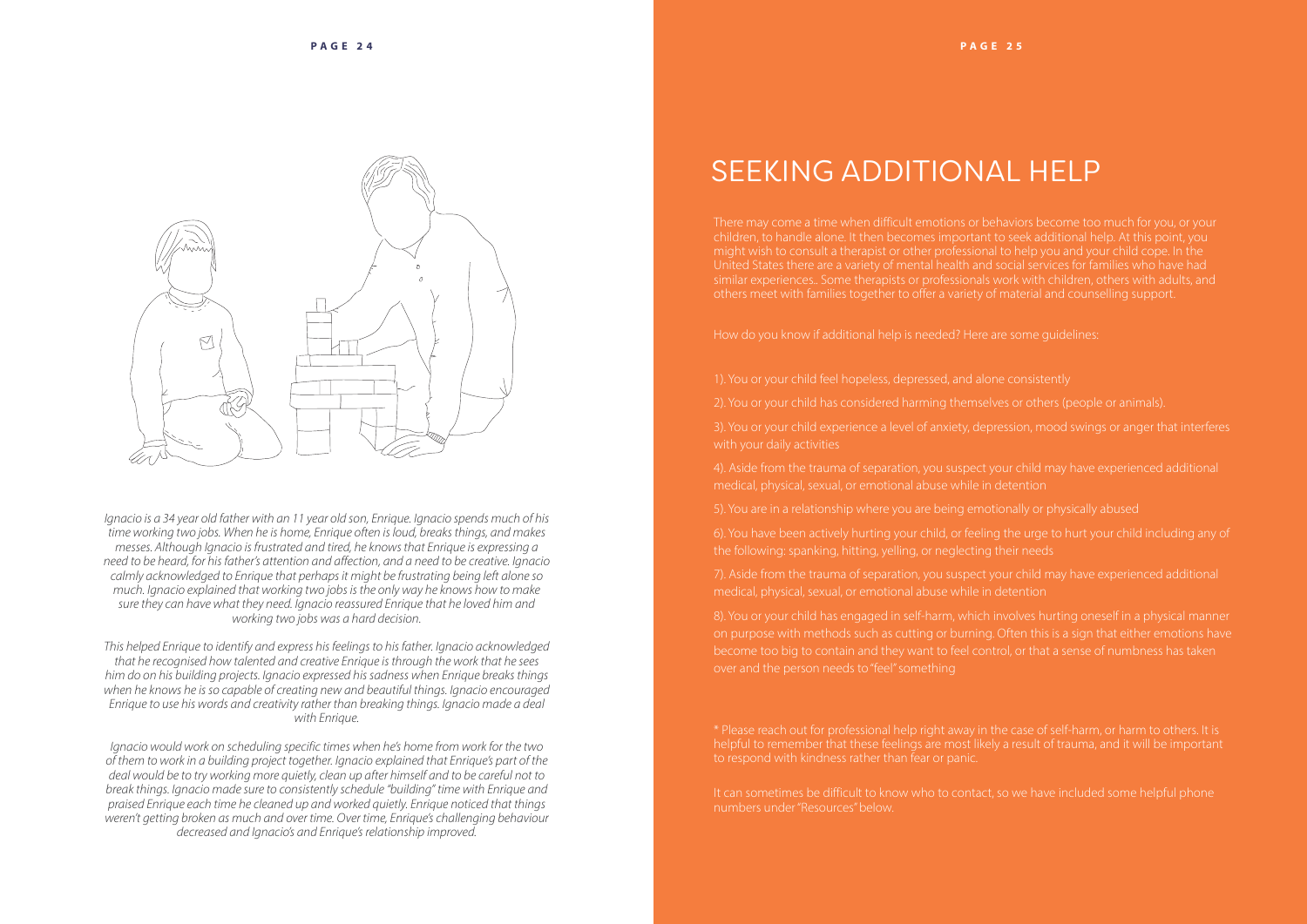*Ignacio is a 34 year old father with an 11 year old son, Enrique. Ignacio spends much of his time working two jobs. When he is home, Enrique often is loud, breaks things, and makes messes. Although Ignacio is frustrated and tired, he knows that Enrique is expressing a need to be heard, for his father's attention and affection, and a need to be creative. Ignacio calmly acknowledged to Enrique that perhaps it might be frustrating being left alone so much. Ignacio explained that working two jobs is the only way he knows how to make sure they can have what they need. Ignacio reassured Enrique that he loved him and working two jobs was a hard decision.*

*This helped Enrique to identify and express his feelings to his father. Ignacio acknowledged that he recognised how talented and creative Enrique is through the work that he sees him do on his building projects. Ignacio expressed his sadness when Enrique breaks things when he knows he is so capable of creating new and beautiful things. Ignacio encouraged Enrique to use his words and creativity rather than breaking things. Ignacio made a deal with Enrique.*

*Ignacio would work on scheduling specific times when he's home from work for the two of them to work in a building project together. Ignacio explained that Enrique's part of the deal would be to try working more quietly, clean up after himself and to be careful not to break things. Ignacio made sure to consistently schedule "building" time with Enrique and praised Enrique each time he cleaned up and worked quietly. Enrique noticed that things weren't getting broken as much and over time. Over time, Enrique's challenging behaviour decreased and Ignacio's and Enrique's relationship improved.*

# SEEKING ADDITIONAL HELP

There may come a time when difficult emotions or behaviors become too much for you, or your children, to handle alone. It then becomes important to seek additional help. At this point, you might wish to consult a therapist or other professional to help you and your child cope. In the United States there are a variety of mental health and social services for families who have had similar experiences.. Some therapists or professionals work with children, others with adults, and others meet with families together to offer a variety of material and counselling support.

How do you know if additional help is needed? Here are some guidelines:

1). You or your child feel hopeless, depressed, and alone consistently

2). You or your child has considered harming themselves or others (people or animals).

3). You or your child experience a level of anxiety, depression, mood swings or anger that interferes with your daily activities

4). Aside from the trauma of separation, you suspect your child may have experienced additional medical, physical, sexual, or emotional abuse while in detention

5). You are in a relationship where you are being emotionally or physically abused

6). You have been actively hurting your child, or feeling the urge to hurt your child including any of the following: spanking, hitting, yelling, or neglecting their needs

7). Aside from the trauma of separation, you suspect your child may have experienced additional medical, physical, sexual, or emotional abuse while in detention

8). You or your child has engaged in self-harm, which involves hurting oneself in a physical manner on purpose with methods such as cutting or burning. Often this is a sign that either emotions have become too big to contain and they want to feel control, or that a sense of numbness has taken over and the person needs to "feel" something

\* Please reach out for professional help right away in the case of self-harm, or harm to others. It is helpful to remember that these feelings are most likely a result of trauma, and it will be important to respond with kindness rather than fear or panic.

It can sometimes be difficult to know who to contact, so we have included some helpful phone numbers under "Resources" below.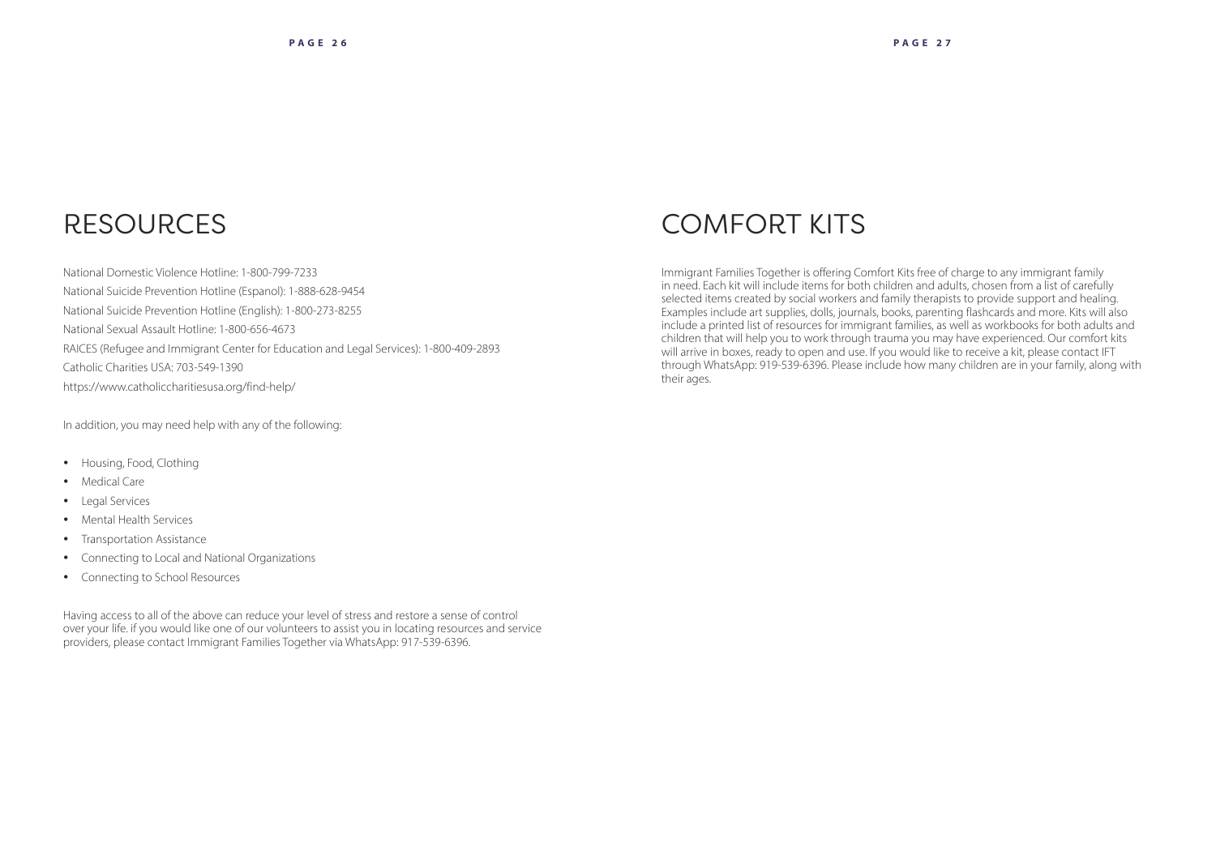# RESOURCES

National Domestic Violence Hotline: 1-800-799-7233

National Suicide Prevention Hotline (Espanol): 1-888-628-9454

National Suicide Prevention Hotline (English): 1-800-273-8255

National Sexual Assault Hotline: 1-800-656-4673

RAICES (Refugee and Immigrant Center for Education and Legal Services): 1-800-409-2893

Catholic Charities USA: 703-549-1390

https://www.catholiccharitiesusa.org/find-help/

In addition, you may need help with any of the following:

- Housing, Food, Clothing
- Medical Care
- Legal Services
- Mental Health Services
- Transportation Assistance
- Connecting to Local and National Organizations
- Connecting to School Resources

Having access to all of the above can reduce your level of stress and restore a sense of control over your life. if you would like one of our volunteers to assist you in locating resources and service providers, please contact Immigrant Families Together via WhatsApp: 917-539-6396.

# COMFORT KITS

Immigrant Families Together is offering Comfort Kits free of charge to any immigrant family in need. Each kit will include items for both children and adults, chosen from a list of carefully selected items created by social workers and family therapists to provide support and healing. Examples include art supplies, dolls, journals, books, parenting flashcards and more. Kits will also include a printed list of resources for immigrant families, as well as workbooks for both adults and children that will help you to work through trauma you may have experienced. Our comfort kits will arrive in boxes, ready to open and use. If you would like to receive a kit, please contact IFT through WhatsApp: 919-539-6396. Please include how many children are in your family, along with their ages.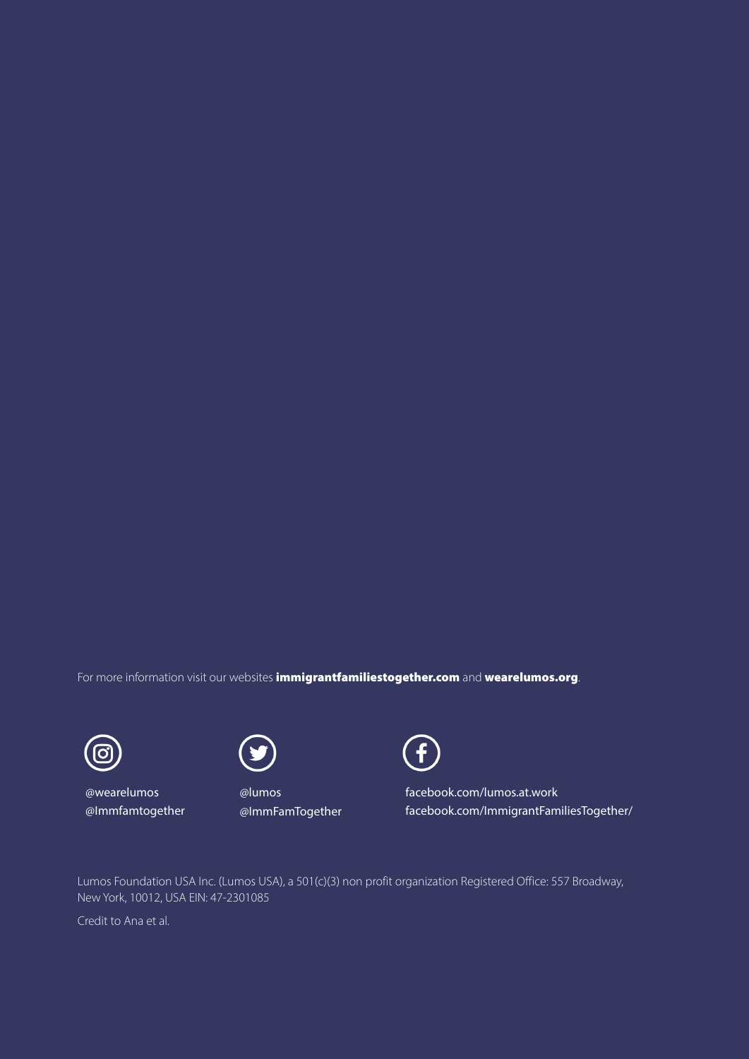For more information visit our websites **immigrantfamiliestogether.com** and **wearelumos.org**.

@wearelumos
@Immfamtogether

@lumos
@ImmFamTogether

facebook.com/lumos.at.work
facebook.com/ImmigrantFamiliesTogether/

Lumos Foundation USA Inc. (Lumos USA), a 501(c)(3) non profit organization Registered Office: 557 Broadway, New York, 10012, USA EIN: 47-2301085

Credit to Ana et al.